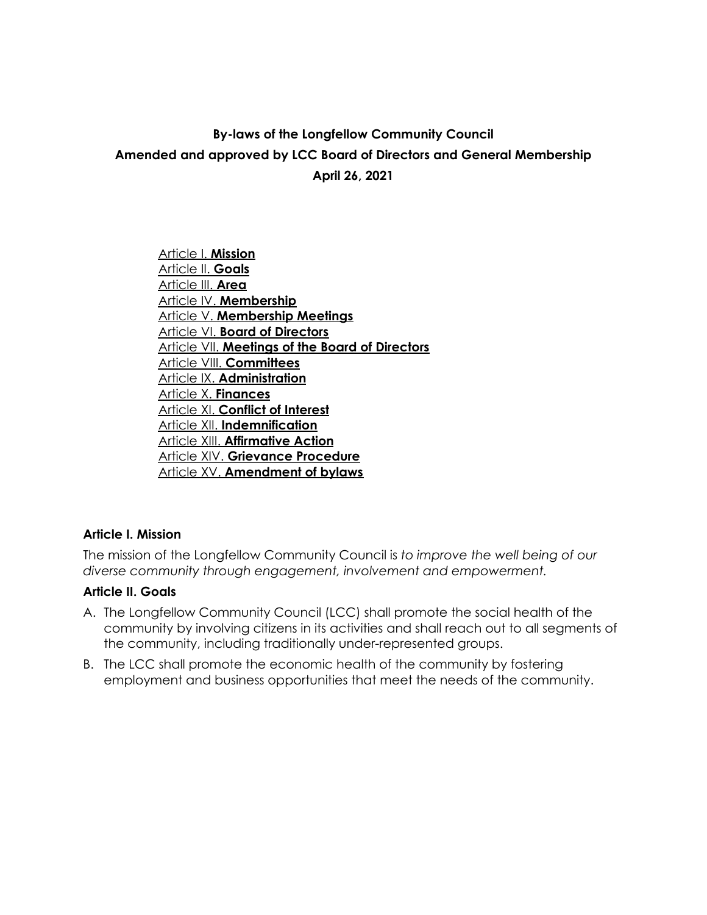# By-laws of the Longfellow Community Council

**Amended and approved by LCC Board of Directors and General Membership**

**April 26, 2021**

- Article I. **Mission**
- Article II. **Goals**
- Article III. **Area**
- Article IV. **Membership**
- Article V. **Membership Meetings**
- Article VI. **Board of Directors**
- Article VII. **Meetings of the Board of Directors**
- Article VIII. **Committees**
- Article IX. **Administration**
- Article X. **Finances**
- Article XI. **Conflict of Interest**
- Article XII. **Indemnification**
- Article XIII. **Affirmative Action**
- Article XIV. **Grievance Procedure**
- Article XV. **Amendment of bylaws**

## Article I. Mission

The mission of the Longfellow Community Council is *to improve the well being of our diverse community through engagement, involvement and empowerment.*

## Article II. Goals

A. The Longfellow Community Council (LCC) shall promote the social health of the community by involving citizens in its activities and shall reach out to all segments of the community, including traditionally under-represented groups.

B. The LCC shall promote the economic health of the community by fostering employment and business opportunities that meet the needs of the community.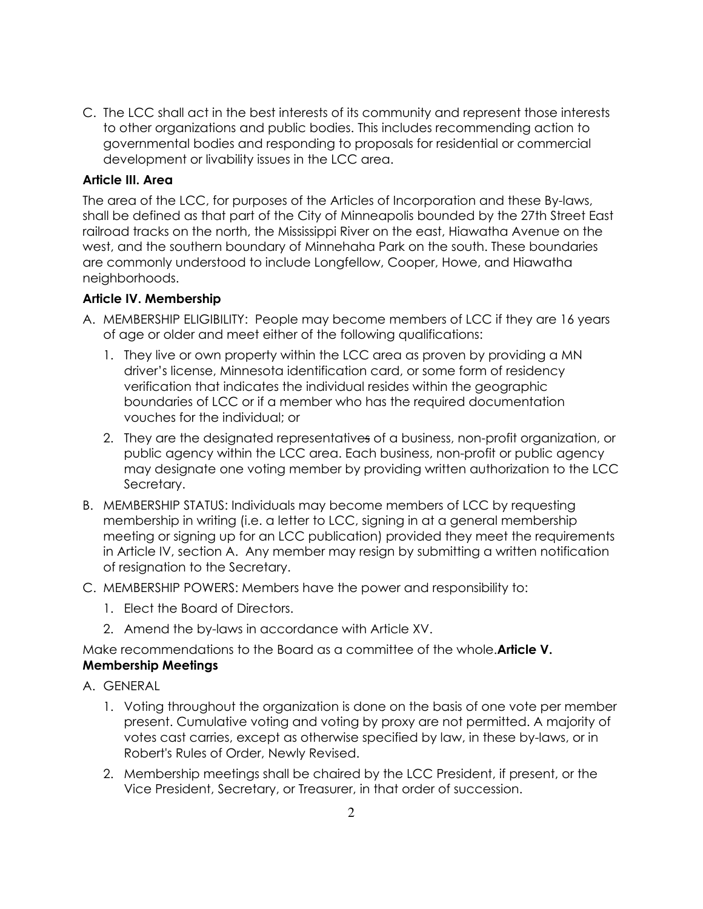C. The LCC shall act in the best interests of its community and represent those interests to other organizations and public bodies. This includes recommending action to governmental bodies and responding to proposals for residential or commercial development or livability issues in the LCC area.

**Article III. Area**

The area of the LCC, for purposes of the Articles of Incorporation and these By-laws, shall be defined as that part of the City of Minneapolis bounded by the 27th Street East railroad tracks on the north, the Mississippi River on the east, Hiawatha Avenue on the west, and the southern boundary of Minnehaha Park on the south. These boundaries are commonly understood to include Longfellow, Cooper, Howe, and Hiawatha neighborhoods.

**Article IV. Membership**

A. MEMBERSHIP ELIGIBILITY: People may become members of LCC if they are 16 years of age or older and meet either of the following qualifications:

   1. They live or own property within the LCC area as proven by providing a MN driver's license, Minnesota identification card, or some form of residency verification that indicates the individual resides within the geographic boundaries of LCC or if a member who has the required documentation vouches for the individual; or

   2. They are the designated representatives of a business, non-profit organization, or public agency within the LCC area. Each business, non-profit or public agency may designate one voting member by providing written authorization to the LCC Secretary.

B. MEMBERSHIP STATUS: Individuals may become members of LCC by requesting membership in writing (i.e. a letter to LCC, signing in at a general membership meeting or signing up for an LCC publication) provided they meet the requirements in Article IV, section A. Any member may resign by submitting a written notification of resignation to the Secretary.

C. MEMBERSHIP POWERS: Members have the power and responsibility to:

   1. Elect the Board of Directors.

   2. Amend the by-laws in accordance with Article XV.

Make recommendations to the Board as a committee of the whole.

**Article V. Membership Meetings**

A. GENERAL

   1. Voting throughout the organization is done on the basis of one vote per member present. Cumulative voting and voting by proxy are not permitted. A majority of votes cast carries, except as otherwise specified by law, in these by-laws, or in Robert's Rules of Order, Newly Revised.

   2. Membership meetings shall be chaired by the LCC President, if present, or the Vice President, Secretary, or Treasurer, in that order of succession.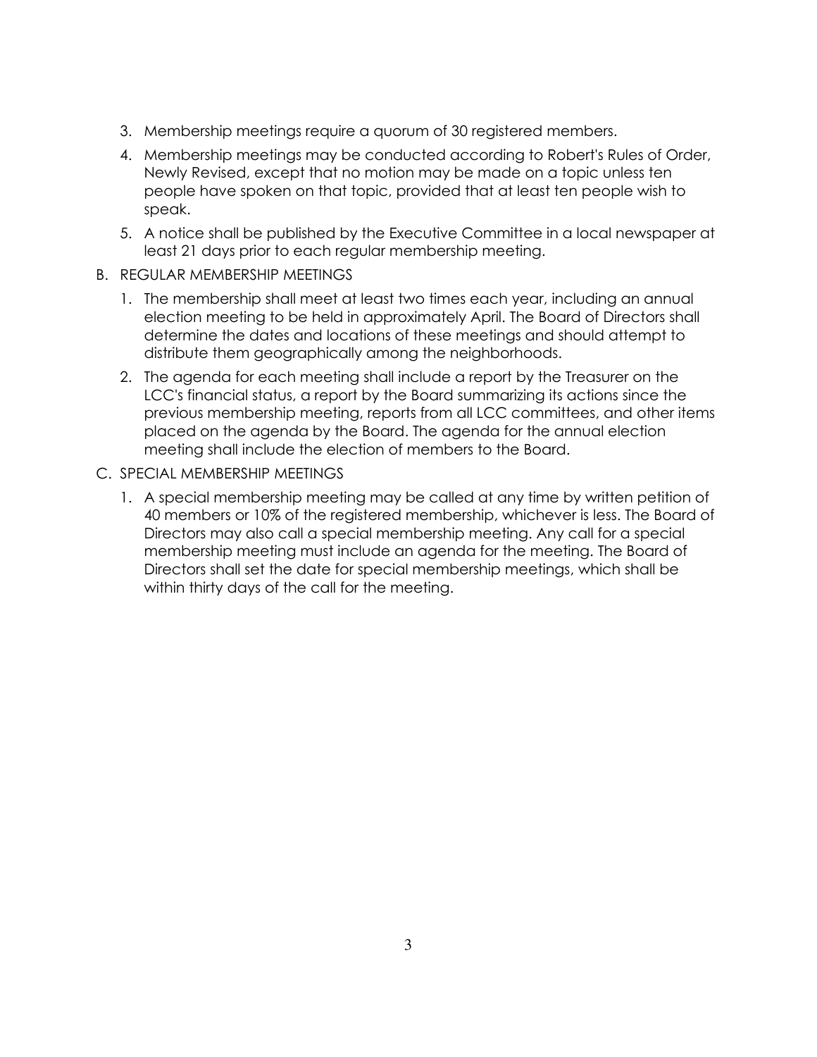3. Membership meetings require a quorum of 30 registered members.
4. Membership meetings may be conducted according to Robert's Rules of Order, Newly Revised, except that no motion may be made on a topic unless ten people have spoken on that topic, provided that at least ten people wish to speak.
5. A notice shall be published by the Executive Committee in a local newspaper at least 21 days prior to each regular membership meeting.

B. REGULAR MEMBERSHIP MEETINGS

1. The membership shall meet at least two times each year, including an annual election meeting to be held in approximately April. The Board of Directors shall determine the dates and locations of these meetings and should attempt to distribute them geographically among the neighborhoods.
2. The agenda for each meeting shall include a report by the Treasurer on the LCC's financial status, a report by the Board summarizing its actions since the previous membership meeting, reports from all LCC committees, and other items placed on the agenda by the Board. The agenda for the annual election meeting shall include the election of members to the Board.

C. SPECIAL MEMBERSHIP MEETINGS

1. A special membership meeting may be called at any time by written petition of 40 members or 10% of the registered membership, whichever is less. The Board of Directors may also call a special membership meeting. Any call for a special membership meeting must include an agenda for the meeting. The Board of Directors shall set the date for special membership meetings, which shall be within thirty days of the call for the meeting.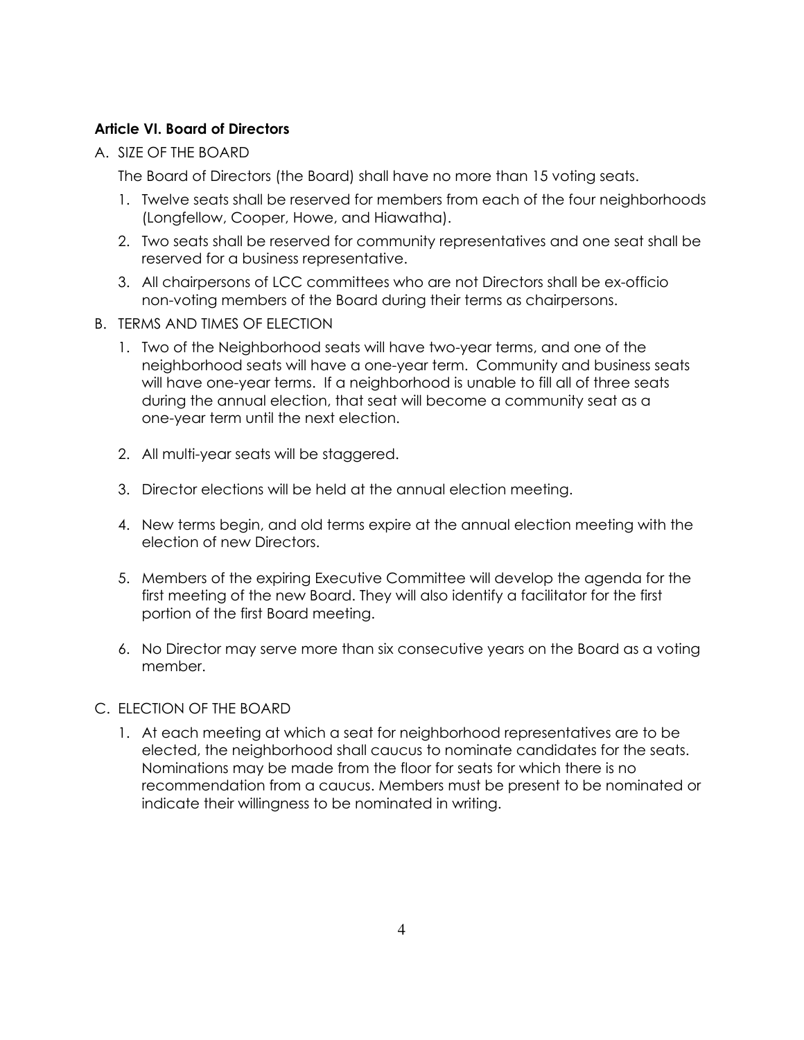### Article VI. Board of Directors

A. SIZE OF THE BOARD

The Board of Directors (the Board) shall have no more than 15 voting seats.

1. Twelve seats shall be reserved for members from each of the four neighborhoods (Longfellow, Cooper, Howe, and Hiawatha).
2. Two seats shall be reserved for community representatives and one seat shall be reserved for a business representative.
3. All chairpersons of LCC committees who are not Directors shall be ex-officio non-voting members of the Board during their terms as chairpersons.

B. TERMS AND TIMES OF ELECTION

1. Two of the Neighborhood seats will have two-year terms, and one of the neighborhood seats will have a one-year term. Community and business seats will have one-year terms. If a neighborhood is unable to fill all of three seats during the annual election, that seat will become a community seat as a one-year term until the next election.
2. All multi-year seats will be staggered.
3. Director elections will be held at the annual election meeting.
4. New terms begin, and old terms expire at the annual election meeting with the election of new Directors.
5. Members of the expiring Executive Committee will develop the agenda for the first meeting of the new Board. They will also identify a facilitator for the first portion of the first Board meeting.
6. No Director may serve more than six consecutive years on the Board as a voting member.

C. ELECTION OF THE BOARD

1. At each meeting at which a seat for neighborhood representatives are to be elected, the neighborhood shall caucus to nominate candidates for the seats. Nominations may be made from the floor for seats for which there is no recommendation from a caucus. Members must be present to be nominated or indicate their willingness to be nominated in writing.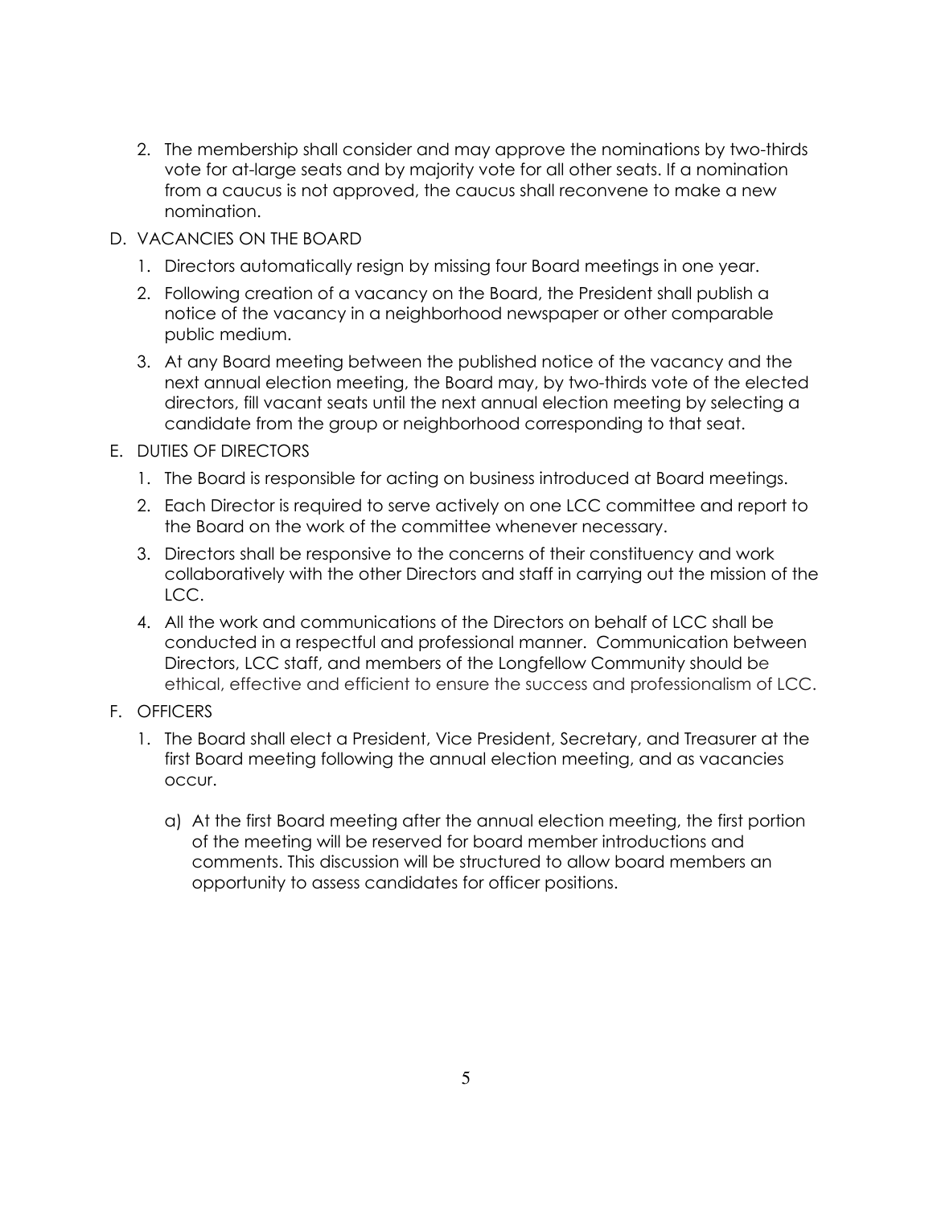2. The membership shall consider and may approve the nominations by two-thirds vote for at-large seats and by majority vote for all other seats. If a nomination from a caucus is not approved, the caucus shall reconvene to make a new nomination.

D. VACANCIES ON THE BOARD

1. Directors automatically resign by missing four Board meetings in one year.
2. Following creation of a vacancy on the Board, the President shall publish a notice of the vacancy in a neighborhood newspaper or other comparable public medium.
3. At any Board meeting between the published notice of the vacancy and the next annual election meeting, the Board may, by two-thirds vote of the elected directors, fill vacant seats until the next annual election meeting by selecting a candidate from the group or neighborhood corresponding to that seat.

E. DUTIES OF DIRECTORS

1. The Board is responsible for acting on business introduced at Board meetings.
2. Each Director is required to serve actively on one LCC committee and report to the Board on the work of the committee whenever necessary.
3. Directors shall be responsive to the concerns of their constituency and work collaboratively with the other Directors and staff in carrying out the mission of the LCC.
4. All the work and communications of the Directors on behalf of LCC shall be conducted in a respectful and professional manner. Communication between Directors, LCC staff, and members of the Longfellow Community should be ethical, effective and efficient to ensure the success and professionalism of LCC.

F. OFFICERS

1. The Board shall elect a President, Vice President, Secretary, and Treasurer at the first Board meeting following the annual election meeting, and as vacancies occur.

   a) At the first Board meeting after the annual election meeting, the first portion of the meeting will be reserved for board member introductions and comments. This discussion will be structured to allow board members an opportunity to assess candidates for officer positions.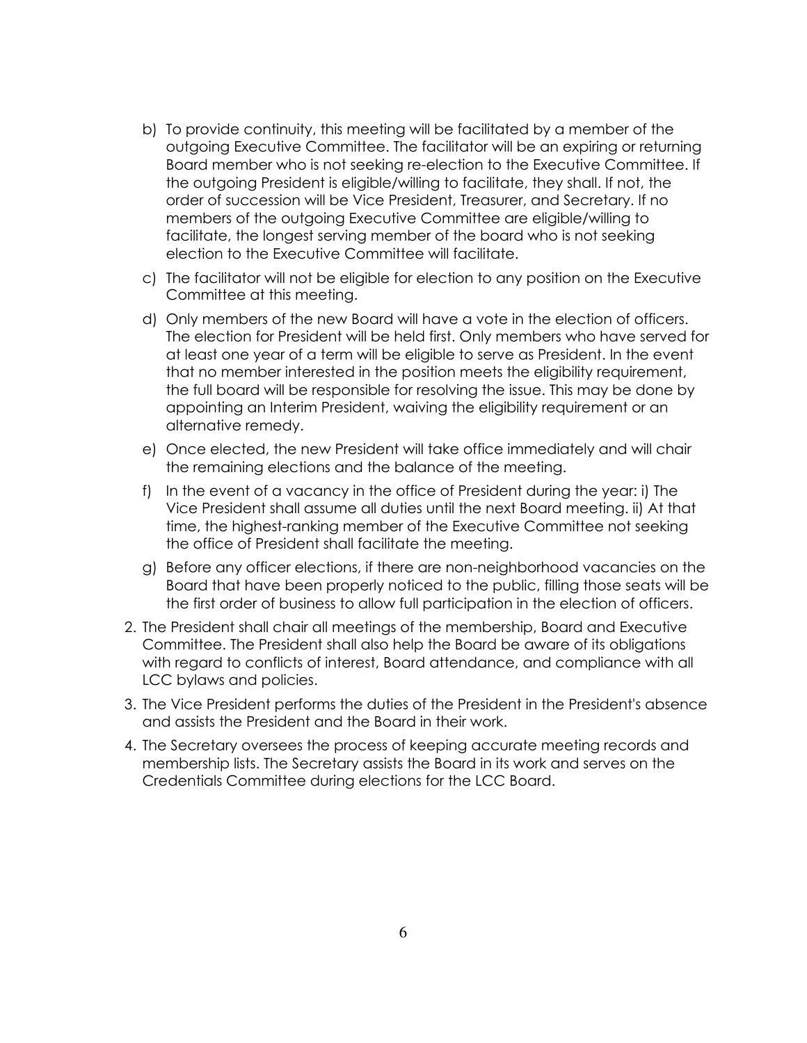b) To provide continuity, this meeting will be facilitated by a member of the outgoing Executive Committee. The facilitator will be an expiring or returning Board member who is not seeking re-election to the Executive Committee. If the outgoing President is eligible/willing to facilitate, they shall. If not, the order of succession will be Vice President, Treasurer, and Secretary. If no members of the outgoing Executive Committee are eligible/willing to facilitate, the longest serving member of the board who is not seeking election to the Executive Committee will facilitate.

c) The facilitator will not be eligible for election to any position on the Executive Committee at this meeting.

d) Only members of the new Board will have a vote in the election of officers. The election for President will be held first. Only members who have served for at least one year of a term will be eligible to serve as President. In the event that no member interested in the position meets the eligibility requirement, the full board will be responsible for resolving the issue. This may be done by appointing an Interim President, waiving the eligibility requirement or an alternative remedy.

e) Once elected, the new President will take office immediately and will chair the remaining elections and the balance of the meeting.

f) In the event of a vacancy in the office of President during the year: i) The Vice President shall assume all duties until the next Board meeting. ii) At that time, the highest-ranking member of the Executive Committee not seeking the office of President shall facilitate the meeting.

g) Before any officer elections, if there are non-neighborhood vacancies on the Board that have been properly noticed to the public, filling those seats will be the first order of business to allow full participation in the election of officers.

2. The President shall chair all meetings of the membership, Board and Executive Committee. The President shall also help the Board be aware of its obligations with regard to conflicts of interest, Board attendance, and compliance with all LCC bylaws and policies.
3. The Vice President performs the duties of the President in the President's absence and assists the President and the Board in their work.
4. The Secretary oversees the process of keeping accurate meeting records and membership lists. The Secretary assists the Board in its work and serves on the Credentials Committee during elections for the LCC Board.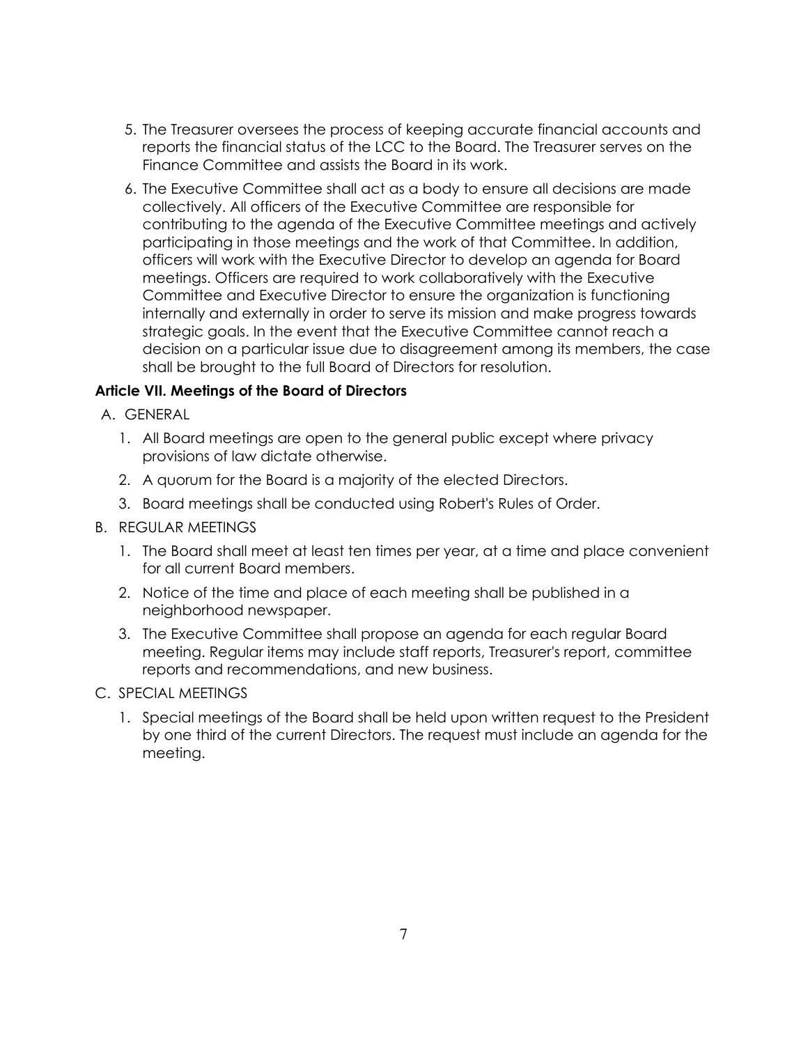5. The Treasurer oversees the process of keeping accurate financial accounts and reports the financial status of the LCC to the Board. The Treasurer serves on the Finance Committee and assists the Board in its work.
6. The Executive Committee shall act as a body to ensure all decisions are made collectively. All officers of the Executive Committee are responsible for contributing to the agenda of the Executive Committee meetings and actively participating in those meetings and the work of that Committee. In addition, officers will work with the Executive Director to develop an agenda for Board meetings. Officers are required to work collaboratively with the Executive Committee and Executive Director to ensure the organization is functioning internally and externally in order to serve its mission and make progress towards strategic goals. In the event that the Executive Committee cannot reach a decision on a particular issue due to disagreement among its members, the case shall be brought to the full Board of Directors for resolution.

**Article VII. Meetings of the Board of Directors**

A. GENERAL

1. All Board meetings are open to the general public except where privacy provisions of law dictate otherwise.
2. A quorum for the Board is a majority of the elected Directors.
3. Board meetings shall be conducted using Robert's Rules of Order.

B. REGULAR MEETINGS

1. The Board shall meet at least ten times per year, at a time and place convenient for all current Board members.
2. Notice of the time and place of each meeting shall be published in a neighborhood newspaper.
3. The Executive Committee shall propose an agenda for each regular Board meeting. Regular items may include staff reports, Treasurer's report, committee reports and recommendations, and new business.

C. SPECIAL MEETINGS

1. Special meetings of the Board shall be held upon written request to the President by one third of the current Directors. The request must include an agenda for the meeting.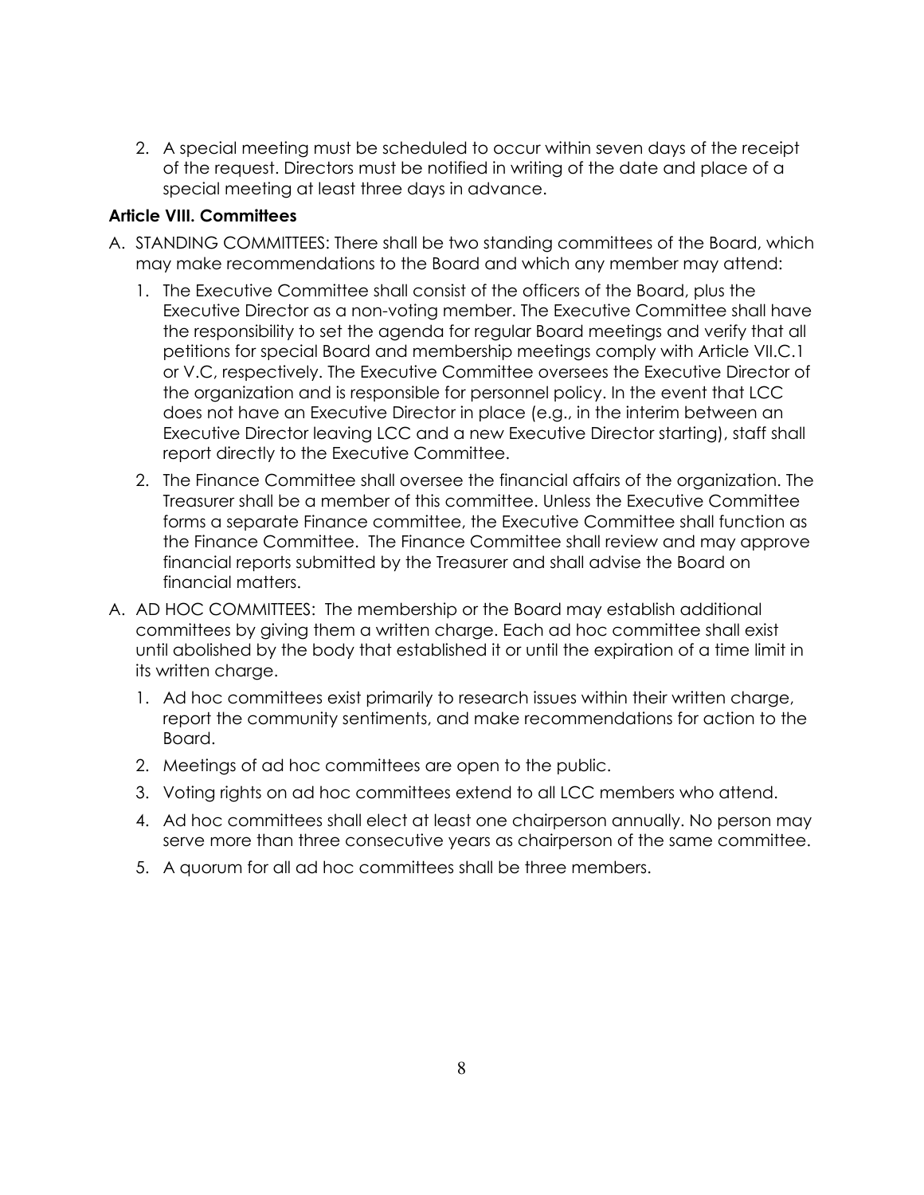2. A special meeting must be scheduled to occur within seven days of the receipt of the request. Directors must be notified in writing of the date and place of a special meeting at least three days in advance.

**Article VIII. Committees**

A. STANDING COMMITTEES: There shall be two standing committees of the Board, which may make recommendations to the Board and which any member may attend:

   1. The Executive Committee shall consist of the officers of the Board, plus the Executive Director as a non-voting member. The Executive Committee shall have the responsibility to set the agenda for regular Board meetings and verify that all petitions for special Board and membership meetings comply with Article VII.C.1 or V.C, respectively. The Executive Committee oversees the Executive Director of the organization and is responsible for personnel policy. In the event that LCC does not have an Executive Director in place (e.g., in the interim between an Executive Director leaving LCC and a new Executive Director starting), staff shall report directly to the Executive Committee.

   2. The Finance Committee shall oversee the financial affairs of the organization. The Treasurer shall be a member of this committee. Unless the Executive Committee forms a separate Finance committee, the Executive Committee shall function as the Finance Committee. The Finance Committee shall review and may approve financial reports submitted by the Treasurer and shall advise the Board on financial matters.

A. AD HOC COMMITTEES: The membership or the Board may establish additional committees by giving them a written charge. Each ad hoc committee shall exist until abolished by the body that established it or until the expiration of a time limit in its written charge.

   1. Ad hoc committees exist primarily to research issues within their written charge, report the community sentiments, and make recommendations for action to the Board.

   2. Meetings of ad hoc committees are open to the public.

   3. Voting rights on ad hoc committees extend to all LCC members who attend.

   4. Ad hoc committees shall elect at least one chairperson annually. No person may serve more than three consecutive years as chairperson of the same committee.

   5. A quorum for all ad hoc committees shall be three members.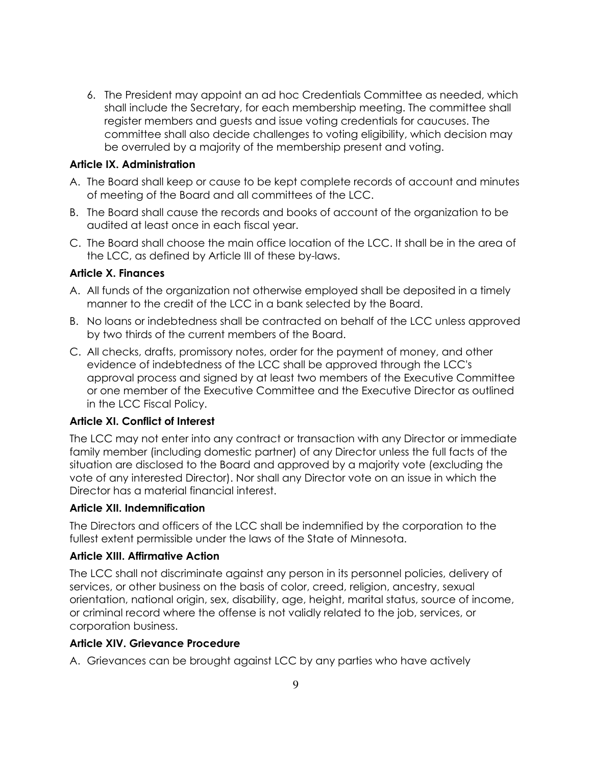6. The President may appoint an ad hoc Credentials Committee as needed, which shall include the Secretary, for each membership meeting. The committee shall register members and guests and issue voting credentials for caucuses. The committee shall also decide challenges to voting eligibility, which decision may be overruled by a majority of the membership present and voting.

**Article IX. Administration**

A. The Board shall keep or cause to be kept complete records of account and minutes of meeting of the Board and all committees of the LCC.

B. The Board shall cause the records and books of account of the organization to be audited at least once in each fiscal year.

C. The Board shall choose the main office location of the LCC. It shall be in the area of the LCC, as defined by Article III of these by-laws.

**Article X. Finances**

A. All funds of the organization not otherwise employed shall be deposited in a timely manner to the credit of the LCC in a bank selected by the Board.

B. No loans or indebtedness shall be contracted on behalf of the LCC unless approved by two thirds of the current members of the Board.

C. All checks, drafts, promissory notes, order for the payment of money, and other evidence of indebtedness of the LCC shall be approved through the LCC's approval process and signed by at least two members of the Executive Committee or one member of the Executive Committee and the Executive Director as outlined in the LCC Fiscal Policy.

**Article XI. Conflict of Interest**

The LCC may not enter into any contract or transaction with any Director or immediate family member (including domestic partner) of any Director unless the full facts of the situation are disclosed to the Board and approved by a majority vote (excluding the vote of any interested Director). Nor shall any Director vote on an issue in which the Director has a material financial interest.

**Article XII. Indemnification**

The Directors and officers of the LCC shall be indemnified by the corporation to the fullest extent permissible under the laws of the State of Minnesota.

**Article XIII. Affirmative Action**

The LCC shall not discriminate against any person in its personnel policies, delivery of services, or other business on the basis of color, creed, religion, ancestry, sexual orientation, national origin, sex, disability, age, height, marital status, source of income, or criminal record where the offense is not validly related to the job, services, or corporation business.

**Article XIV. Grievance Procedure**

A. Grievances can be brought against LCC by any parties who have actively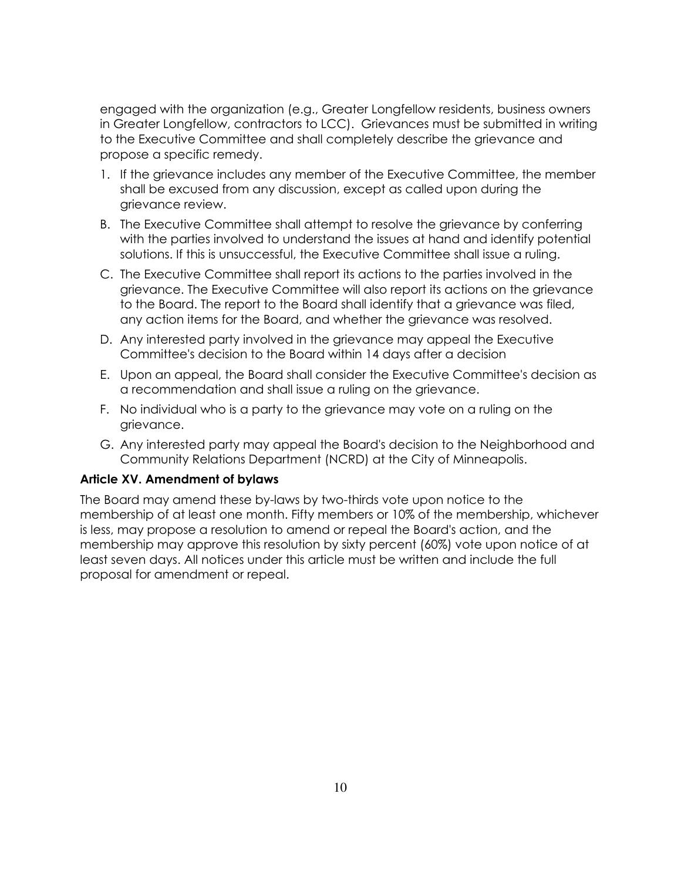engaged with the organization (e.g., Greater Longfellow residents, business owners in Greater Longfellow, contractors to LCC). Grievances must be submitted in writing to the Executive Committee and shall completely describe the grievance and propose a specific remedy.

1. If the grievance includes any member of the Executive Committee, the member shall be excused from any discussion, except as called upon during the grievance review.

B. The Executive Committee shall attempt to resolve the grievance by conferring with the parties involved to understand the issues at hand and identify potential solutions. If this is unsuccessful, the Executive Committee shall issue a ruling.

C. The Executive Committee shall report its actions to the parties involved in the grievance. The Executive Committee will also report its actions on the grievance to the Board. The report to the Board shall identify that a grievance was filed, any action items for the Board, and whether the grievance was resolved.

D. Any interested party involved in the grievance may appeal the Executive Committee's decision to the Board within 14 days after a decision

E. Upon an appeal, the Board shall consider the Executive Committee's decision as a recommendation and shall issue a ruling on the grievance.

F. No individual who is a party to the grievance may vote on a ruling on the grievance.

G. Any interested party may appeal the Board's decision to the Neighborhood and Community Relations Department (NCRD) at the City of Minneapolis.

**Article XV. Amendment of bylaws**

The Board may amend these by-laws by two-thirds vote upon notice to the membership of at least one month. Fifty members or 10% of the membership, whichever is less, may propose a resolution to amend or repeal the Board's action, and the membership may approve this resolution by sixty percent (60%) vote upon notice of at least seven days. All notices under this article must be written and include the full proposal for amendment or repeal.